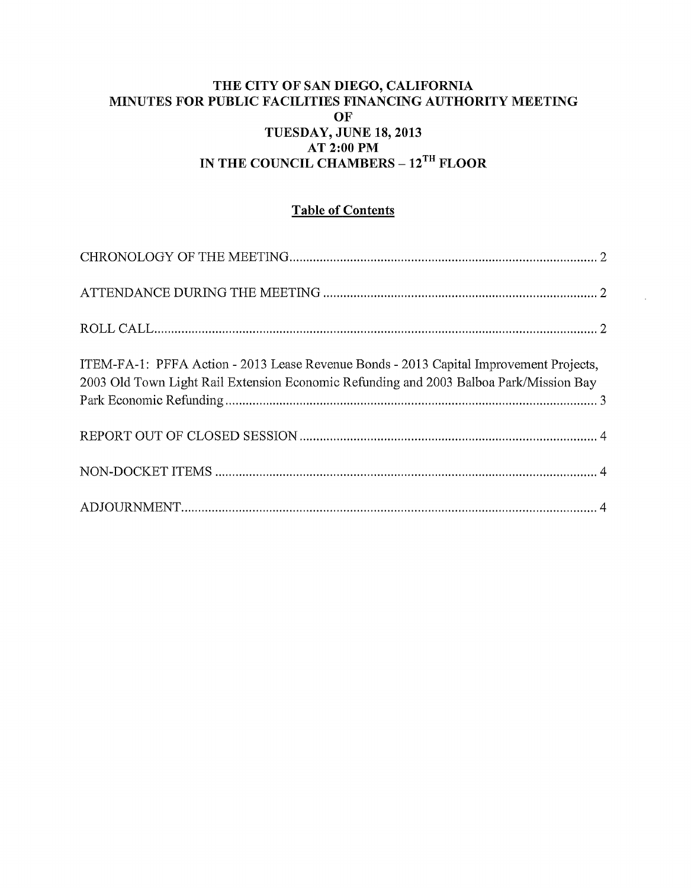# THE CITY OF SAN DIEGO, CALIFORNIA
# MINUTES FOR PUBLIC FACILITIES FINANCING AUTHORITY MEETING
# OF
# TUESDAY, JUNE 18, 2013
# AT 2:00 PM
# IN THE COUNCIL CHAMBERS – 12TH FLOOR

## Table of Contents

CHRONOLOGY OF THE MEETING .......... 2

ATTENDANCE DURING THE MEETING .......... 2

ROLL CALL .......... 2

ITEM-FA-1: PFFA Action - 2013 Lease Revenue Bonds - 2013 Capital Improvement Projects, 2003 Old Town Light Rail Extension Economic Refunding and 2003 Balboa Park/Mission Bay Park Economic Refunding .......... 3

REPORT OUT OF CLOSED SESSION .......... 4

NON-DOCKET ITEMS .......... 4

ADJOURNMENT .......... 4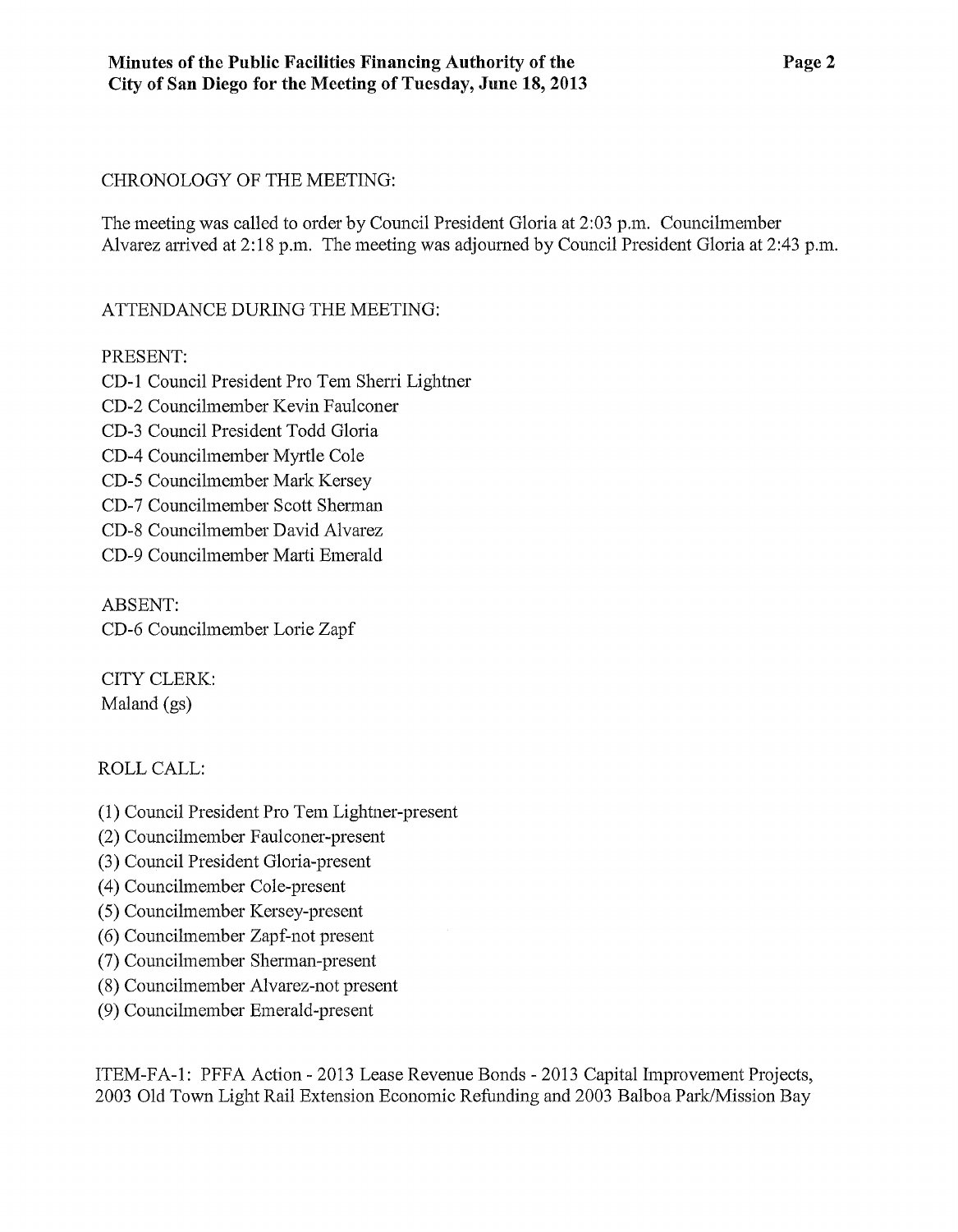CHRONOLOGY OF THE MEETING:

The meeting was called to order by Council President Gloria at 2:03 p.m. Councilmember Alvarez arrived at 2:18 p.m. The meeting was adjourned by Council President Gloria at 2:43 p.m.

ATTENDANCE DURING THE MEETING:

PRESENT:
CD-1 Council President Pro Tem Sherri Lightner
CD-2 Councilmember Kevin Faulconer
CD-3 Council President Todd Gloria
CD-4 Councilmember Myrtle Cole
CD-5 Councilmember Mark Kersey
CD-7 Councilmember Scott Sherman
CD-8 Councilmember David Alvarez
CD-9 Councilmember Marti Emerald

ABSENT:
CD-6 Councilmember Lorie Zapf

CITY CLERK:
Maland (gs)

ROLL CALL:

(1) Council President Pro Tem Lightner-present
(2) Councilmember Faulconer-present
(3) Council President Gloria-present
(4) Councilmember Cole-present
(5) Councilmember Kersey-present
(6) Councilmember Zapf-not present
(7) Councilmember Sherman-present
(8) Councilmember Alvarez-not present
(9) Councilmember Emerald-present

ITEM-FA-1: PFFA Action - 2013 Lease Revenue Bonds - 2013 Capital Improvement Projects, 2003 Old Town Light Rail Extension Economic Refunding and 2003 Balboa Park/Mission Bay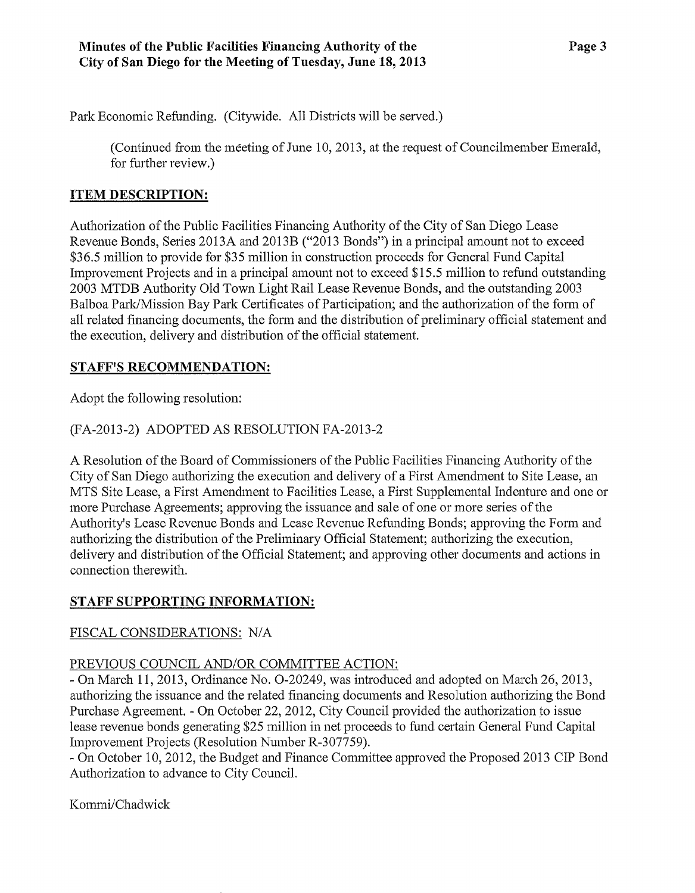Park Economic Refunding. (Citywide. All Districts will be served.)

(Continued from the meeting of June 10, 2013, at the request of Councilmember Emerald, for further review.)

**ITEM DESCRIPTION:**

Authorization of the Public Facilities Financing Authority of the City of San Diego Lease Revenue Bonds, Series 2013A and 2013B ("2013 Bonds") in a principal amount not to exceed $36.5 million to provide for $35 million in construction proceeds for General Fund Capital Improvement Projects and in a principal amount not to exceed $15.5 million to refund outstanding 2003 MTDB Authority Old Town Light Rail Lease Revenue Bonds, and the outstanding 2003 Balboa Park/Mission Bay Park Certificates of Participation; and the authorization of the form of all related financing documents, the form and the distribution of preliminary official statement and the execution, delivery and distribution of the official statement.

**STAFF'S RECOMMENDATION:**

Adopt the following resolution:

(FA-2013-2) ADOPTED AS RESOLUTION FA-2013-2

A Resolution of the Board of Commissioners of the Public Facilities Financing Authority of the City of San Diego authorizing the execution and delivery of a First Amendment to Site Lease, an MTS Site Lease, a First Amendment to Facilities Lease, a First Supplemental Indenture and one or more Purchase Agreements; approving the issuance and sale of one or more series of the Authority's Lease Revenue Bonds and Lease Revenue Refunding Bonds; approving the Form and authorizing the distribution of the Preliminary Official Statement; authorizing the execution, delivery and distribution of the Official Statement; and approving other documents and actions in connection therewith.

**STAFF SUPPORTING INFORMATION:**

FISCAL CONSIDERATIONS: N/A

PREVIOUS COUNCIL AND/OR COMMITTEE ACTION:

- On March 11, 2013, Ordinance No. O-20249, was introduced and adopted on March 26, 2013, authorizing the issuance and the related financing documents and Resolution authorizing the Bond Purchase Agreement. - On October 22, 2012, City Council provided the authorization to issue lease revenue bonds generating $25 million in net proceeds to fund certain General Fund Capital Improvement Projects (Resolution Number R-307759).
- On October 10, 2012, the Budget and Finance Committee approved the Proposed 2013 CIP Bond Authorization to advance to City Council.

Kommi/Chadwick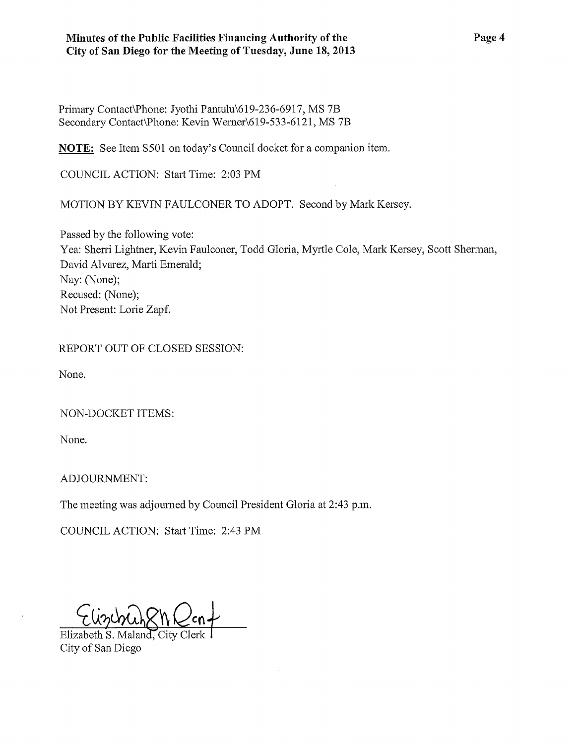Primary Contact\Phone: Jyothi Pantulu\619-236-6917, MS 7B
Secondary Contact\Phone: Kevin Werner\619-533-6121, MS 7B

**NOTE:** See Item S501 on today's Council docket for a companion item.

COUNCIL ACTION: Start Time: 2:03 PM

MOTION BY KEVIN FAULCONER TO ADOPT. Second by Mark Kersey.

Passed by the following vote:
Yea: Sherri Lightner, Kevin Faulconer, Todd Gloria, Myrtle Cole, Mark Kersey, Scott Sherman, David Alvarez, Marti Emerald;
Nay: (None);
Recused: (None);
Not Present: Lorie Zapf.

REPORT OUT OF CLOSED SESSION:

None.

NON-DOCKET ITEMS:

None.

ADJOURNMENT:

The meeting was adjourned by Council President Gloria at 2:43 p.m.

COUNCIL ACTION: Start Time: 2:43 PM

Elizabeth S. Maland, City Clerk
City of San Diego